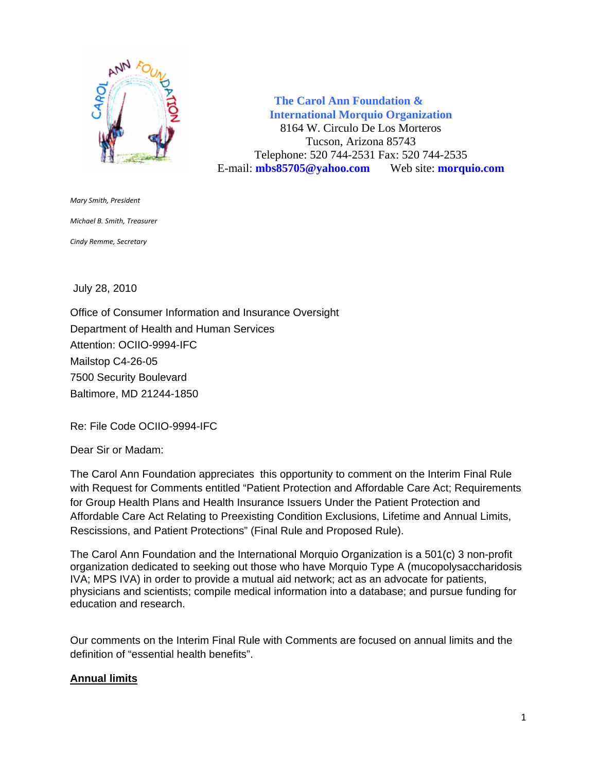**The Carol Ann Foundation &**
**International Morquio Organization**
8164 W. Circulo De Los Morteros
Tucson, Arizona 85743
Telephone: 520 744-2531 Fax: 520 744-2535
E-mail: **mbs85705@yahoo.com** Web site: **morquio.com**

*Mary Smith, President*

*Michael B. Smith, Treasurer*

*Cindy Remme, Secretary*

July 28, 2010

Office of Consumer Information and Insurance Oversight
Department of Health and Human Services
Attention: OCIIO-9994-IFC
Mailstop C4-26-05
7500 Security Boulevard
Baltimore, MD 21244-1850

Re: File Code OCIIO-9994-IFC

Dear Sir or Madam:

The Carol Ann Foundation appreciates this opportunity to comment on the Interim Final Rule with Request for Comments entitled "Patient Protection and Affordable Care Act; Requirements for Group Health Plans and Health Insurance Issuers Under the Patient Protection and Affordable Care Act Relating to Preexisting Condition Exclusions, Lifetime and Annual Limits, Rescissions, and Patient Protections" (Final Rule and Proposed Rule).

The Carol Ann Foundation and the International Morquio Organization is a 501(c) 3 non-profit organization dedicated to seeking out those who have Morquio Type A (mucopolysaccharidosis IVA; MPS IVA) in order to provide a mutual aid network; act as an advocate for patients, physicians and scientists; compile medical information into a database; and pursue funding for education and research.

Our comments on the Interim Final Rule with Comments are focused on annual limits and the definition of "essential health benefits".

**Annual limits**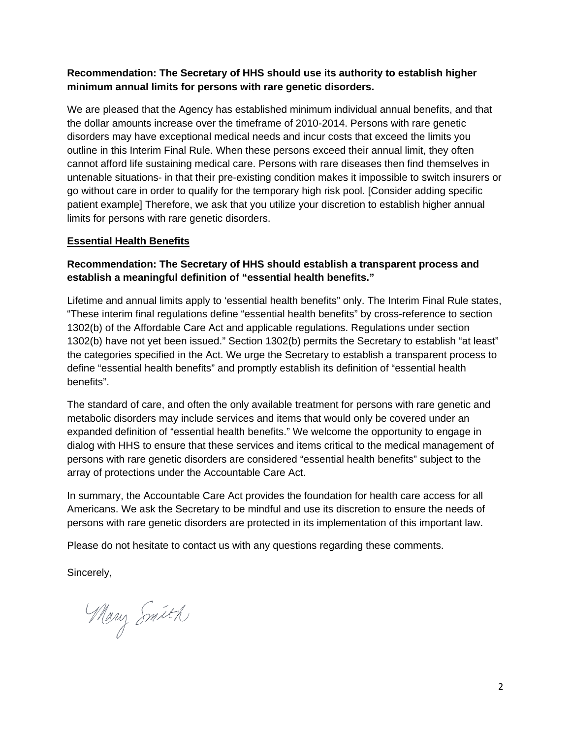**Recommendation: The Secretary of HHS should use its authority to establish higher minimum annual limits for persons with rare genetic disorders.**

We are pleased that the Agency has established minimum individual annual benefits, and that the dollar amounts increase over the timeframe of 2010-2014. Persons with rare genetic disorders may have exceptional medical needs and incur costs that exceed the limits you outline in this Interim Final Rule. When these persons exceed their annual limit, they often cannot afford life sustaining medical care. Persons with rare diseases then find themselves in untenable situations- in that their pre-existing condition makes it impossible to switch insurers or go without care in order to qualify for the temporary high risk pool. [Consider adding specific patient example] Therefore, we ask that you utilize your discretion to establish higher annual limits for persons with rare genetic disorders.

## Essential Health Benefits

**Recommendation: The Secretary of HHS should establish a transparent process and establish a meaningful definition of "essential health benefits."**

Lifetime and annual limits apply to 'essential health benefits" only. The Interim Final Rule states, "These interim final regulations define "essential health benefits" by cross-reference to section 1302(b) of the Affordable Care Act and applicable regulations. Regulations under section 1302(b) have not yet been issued." Section 1302(b) permits the Secretary to establish "at least" the categories specified in the Act. We urge the Secretary to establish a transparent process to define "essential health benefits" and promptly establish its definition of "essential health benefits".

The standard of care, and often the only available treatment for persons with rare genetic and metabolic disorders may include services and items that would only be covered under an expanded definition of "essential health benefits." We welcome the opportunity to engage in dialog with HHS to ensure that these services and items critical to the medical management of persons with rare genetic disorders are considered "essential health benefits" subject to the array of protections under the Accountable Care Act.

In summary, the Accountable Care Act provides the foundation for health care access for all Americans. We ask the Secretary to be mindful and use its discretion to ensure the needs of persons with rare genetic disorders are protected in its implementation of this important law.

Please do not hesitate to contact us with any questions regarding these comments.

Sincerely,

Mary Smith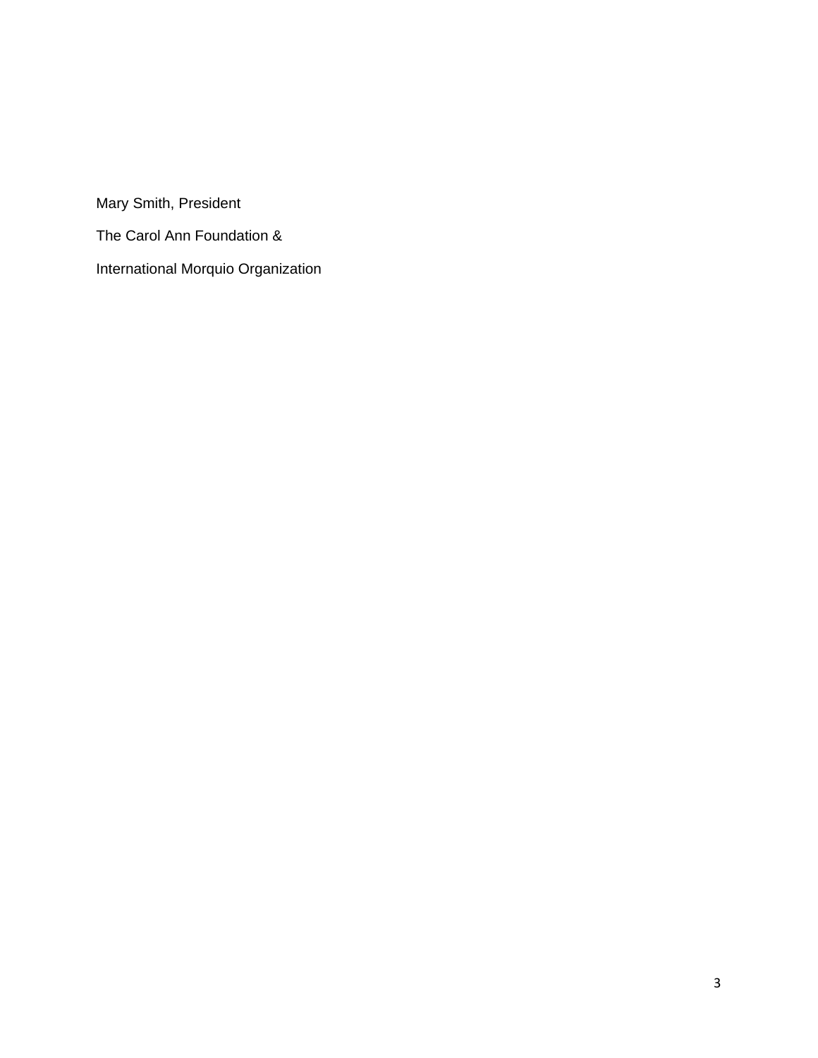Mary Smith, President

The Carol Ann Foundation &

International Morquio Organization